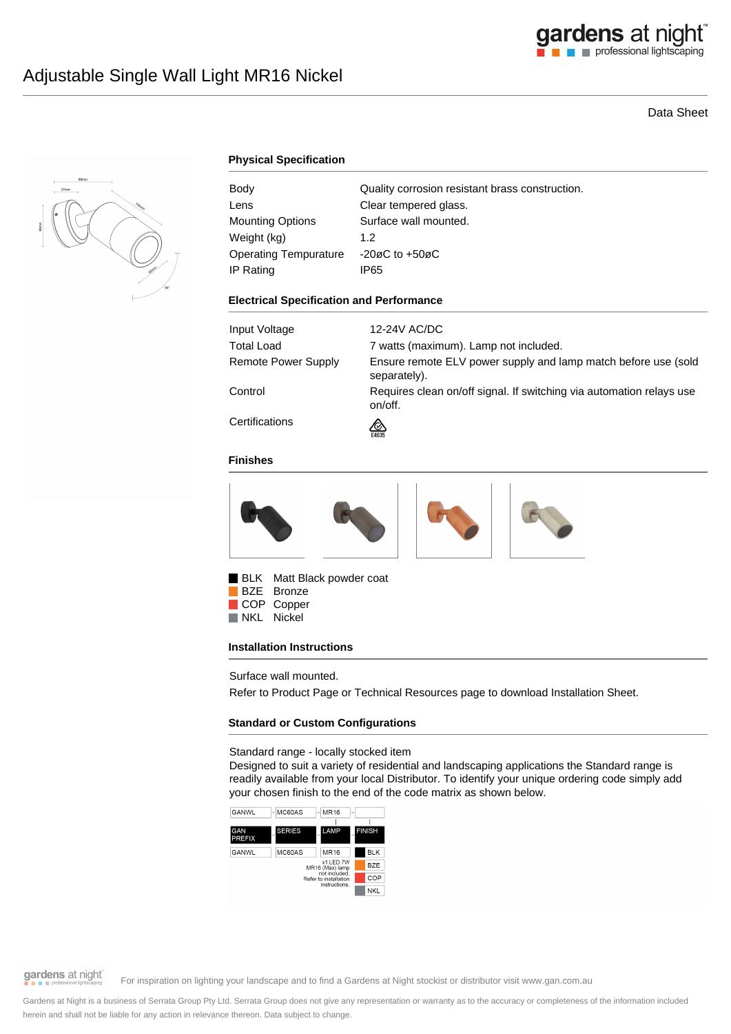# Adjustable Single Wall Light MR16 Nickel

Data Sheet

## Physical Specification

| | |
|---|---|
| Body | Quality corrosion resistant brass construction. |
| Lens | Clear tempered glass. |
| Mounting Options | Surface wall mounted. |
| Weight (kg) | 1.2 |
| Operating Tempurature | -20øC to +50øC |
| IP Rating | IP65 |

## Electrical Specification and Performance

| | |
|---|---|
| Input Voltage | 12-24V AC/DC |
| Total Load | 7 watts (maximum). Lamp not included. |
| Remote Power Supply | Ensure remote ELV power supply and lamp match before use (sold separately). |
| Control | Requires clean on/off signal. If switching via automation relays use on/off. |
| Certifications | E4635 |

## Finishes

- BLK Matt Black powder coat
- BZE Bronze
- COP Copper
- NKL Nickel

## Installation Instructions

Surface wall mounted.

Refer to Product Page or Technical Resources page to download Installation Sheet.

## Standard or Custom Configurations

Standard range - locally stocked item

Designed to suit a variety of residential and landscaping applications the Standard range is readily available from your local Distributor. To identify your unique ordering code simply add your chosen finish to the end of the code matrix as shown below.

| GAN PREFIX | SERIES | LAMP | FINISH |
|---|---|---|---|
| GANWL | MC60AS | MR16 | |
| GANWL | MC60AS | MR16<br>x1 LED 7W MR16 (Max) lamp not included. Refer to installation instructions. | BLK<br>BZE<br>COP<br>NKL |

For inspiration on lighting your landscape and to find a Gardens at Night stockist or distributor visit www.gan.com.au

Gardens at Night is a business of Serrata Group Pty Ltd. Serrata Group does not give any representation or warranty as to the accuracy or completeness of the information included herein and shall not be liable for any action in relevance thereon. Data subject to change.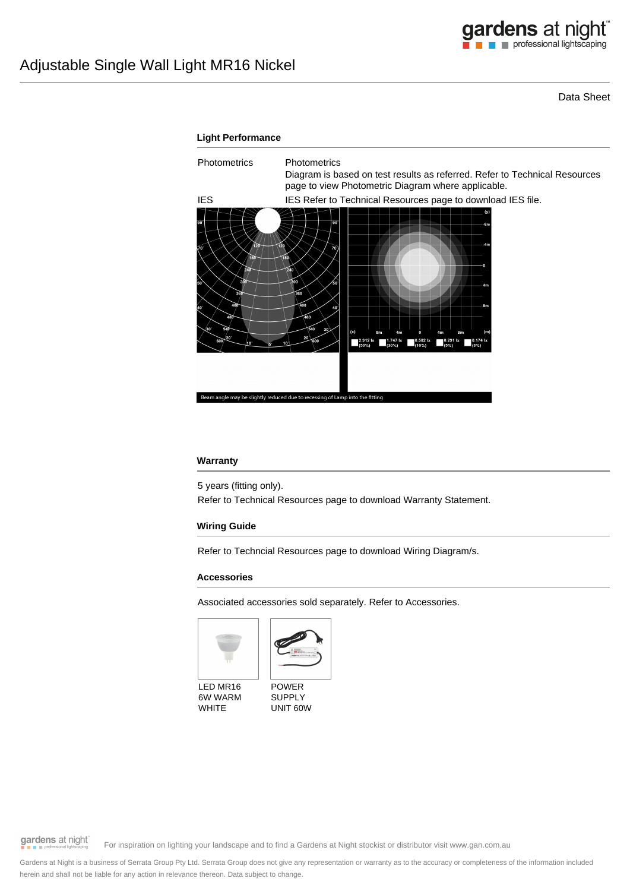# Adjustable Single Wall Light MR16 Nickel

Data Sheet

## Light Performance

| | |
|---|---|
| Photometrics | Photometrics<br>Diagram is based on test results as referred. Refer to Technical Resources page to view Photometric Diagram where applicable. |
| IES | IES Refer to Technical Resources page to download IES file. |

Beam angle may be slightly reduced due to recessing of Lamp into the fitting

## Warranty

5 years (fitting only).

Refer to Technical Resources page to download Warranty Statement.

## Wiring Guide

Refer to Techncial Resources page to download Wiring Diagram/s.

## Accessories

Associated accessories sold separately. Refer to Accessories.

LED MR16 6W WARM WHITE

POWER SUPPLY UNIT 60W

For inspiration on lighting your landscape and to find a Gardens at Night stockist or distributor visit www.gan.com.au

Gardens at Night is a business of Serrata Group Pty Ltd. Serrata Group does not give any representation or warranty as to the accuracy or completeness of the information included herein and shall not be liable for any action in relevance thereon. Data subject to change.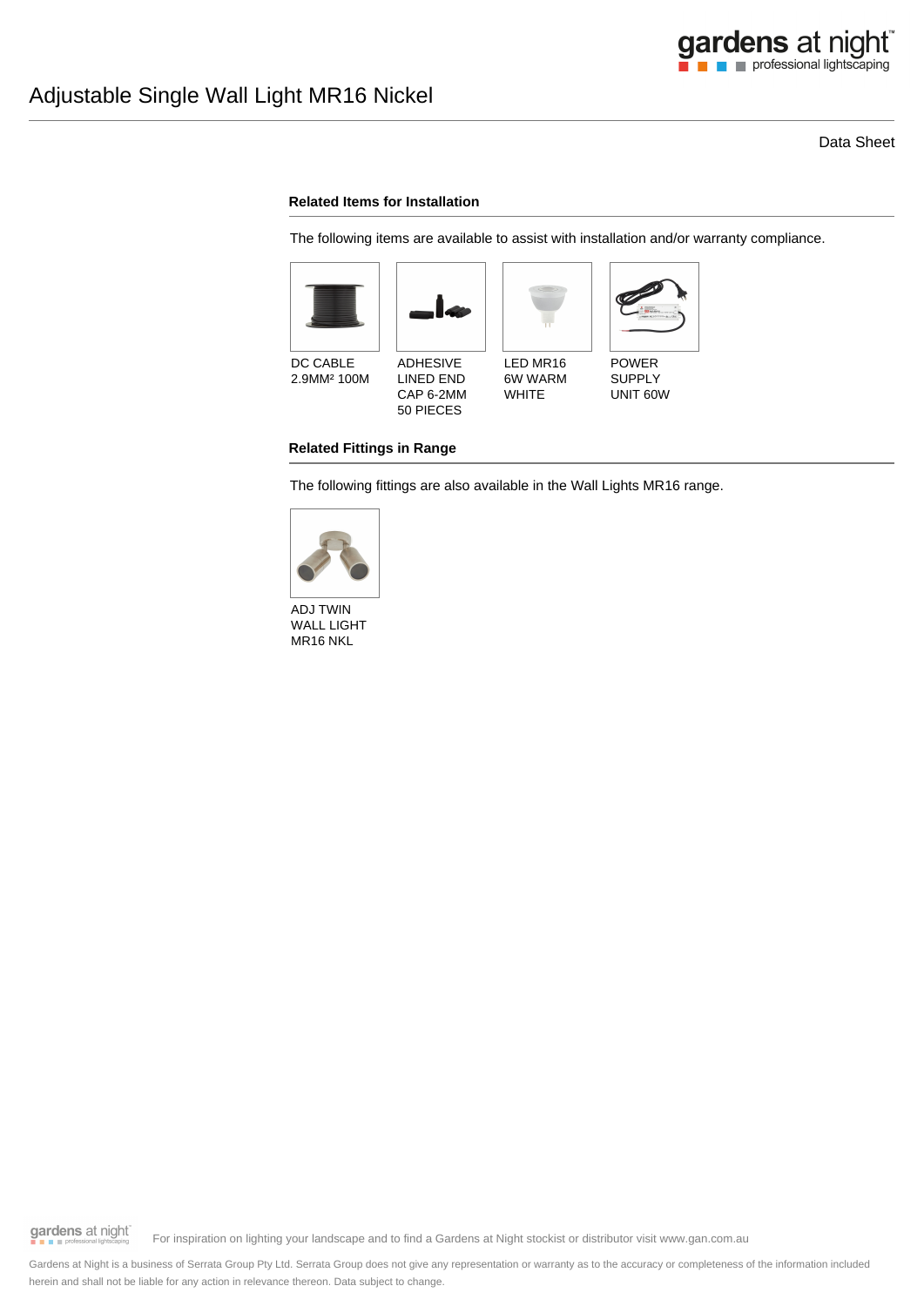# Adjustable Single Wall Light MR16 Nickel

Data Sheet

### Related Items for Installation

The following items are available to assist with installation and/or warranty compliance.

DC CABLE 2.9MM² 100M

ADHESIVE LINED END CAP 6-2MM 50 PIECES

LED MR16 6W WARM WHITE

POWER SUPPLY UNIT 60W

### Related Fittings in Range

The following fittings are also available in the Wall Lights MR16 range.

ADJ TWIN WALL LIGHT MR16 NKL

For inspiration on lighting your landscape and to find a Gardens at Night stockist or distributor visit www.gan.com.au

Gardens at Night is a business of Serrata Group Pty Ltd. Serrata Group does not give any representation or warranty as to the accuracy or completeness of the information included herein and shall not be liable for any action in relevance thereon. Data subject to change.